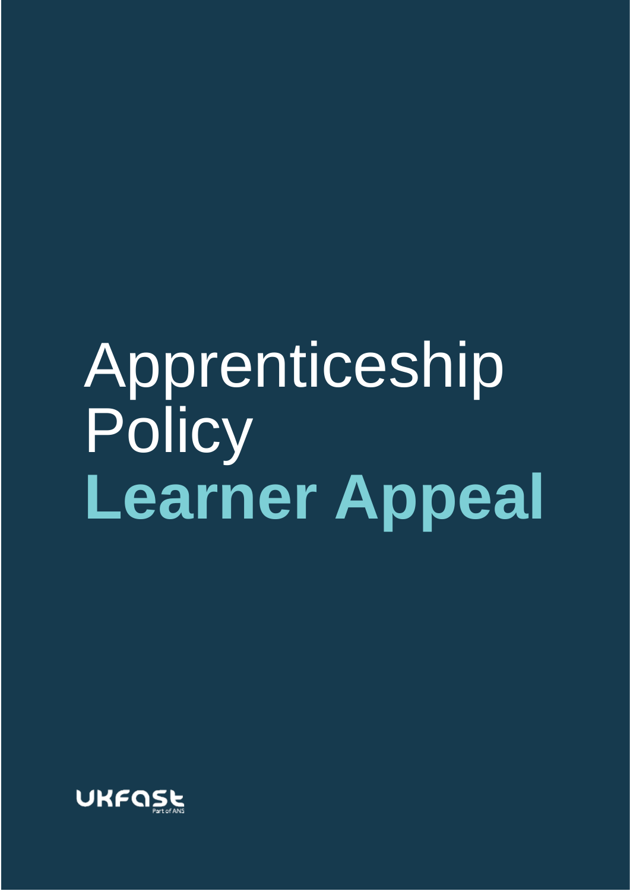# Apprenticeship Policy

# **Learner Appeal**

UKFast
Part of ANS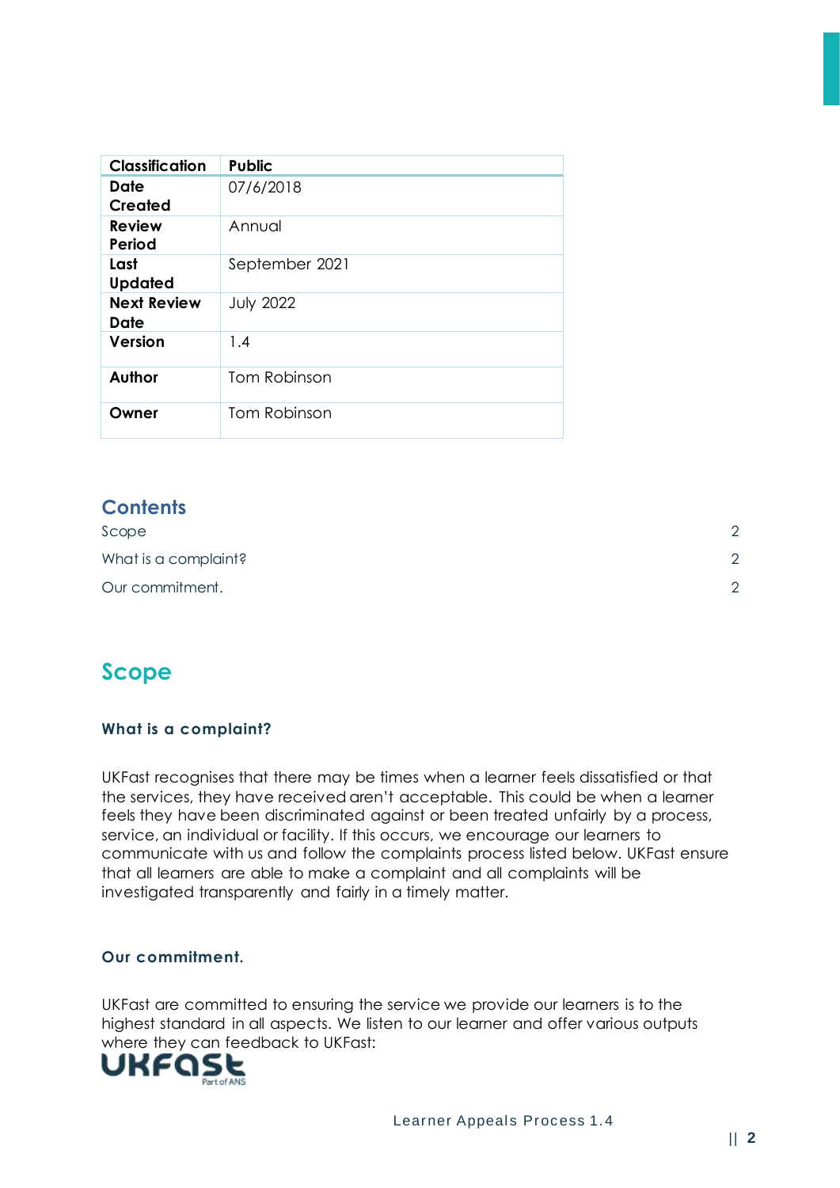| Classification | Public |
| --- | --- |
| Date Created | 07/6/2018 |
| Review Period | Annual |
| Last Updated | September 2021 |
| Next Review Date | July 2022 |
| Version | 1.4 |
| Author | Tom Robinson |
| Owner | Tom Robinson |

## Contents

Scope 2

What is a complaint? 2

Our commitment. 2

# Scope

### What is a complaint?

UKFast recognises that there may be times when a learner feels dissatisfied or that the services, they have received aren't acceptable. This could be when a learner feels they have been discriminated against or been treated unfairly by a process, service, an individual or facility. If this occurs, we encourage our learners to communicate with us and follow the complaints process listed below. UKFast ensure that all learners are able to make a complaint and all complaints will be investigated transparently and fairly in a timely matter.

### Our commitment.

UKFast are committed to ensuring the service we provide our learners is to the highest standard in all aspects. We listen to our learner and offer various outputs where they can feedback to UKFast: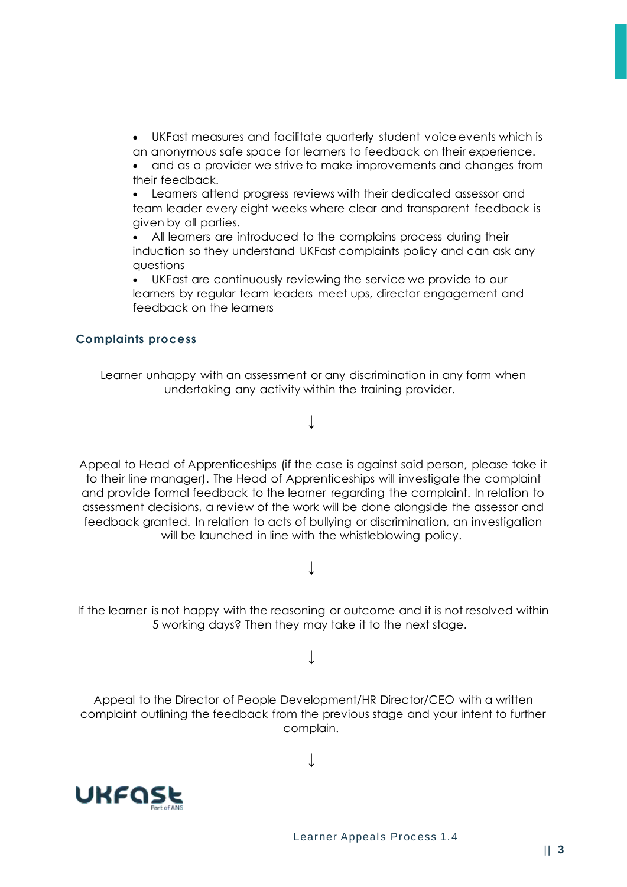- UKFast measures and facilitate quarterly student voice events which is an anonymous safe space for learners to feedback on their experience.
- and as a provider we strive to make improvements and changes from their feedback.
- Learners attend progress reviews with their dedicated assessor and team leader every eight weeks where clear and transparent feedback is given by all parties.
- All learners are introduced to the complains process during their induction so they understand UKFast complaints policy and can ask any questions
- UKFast are continuously reviewing the service we provide to our learners by regular team leaders meet ups, director engagement and feedback on the learners

## Complaints process

Learner unhappy with an assessment or any discrimination in any form when undertaking any activity within the training provider.

↓

Appeal to Head of Apprenticeships (if the case is against said person, please take it to their line manager). The Head of Apprenticeships will investigate the complaint and provide formal feedback to the learner regarding the complaint. In relation to assessment decisions, a review of the work will be done alongside the assessor and feedback granted. In relation to acts of bullying or discrimination, an investigation will be launched in line with the whistleblowing policy.

↓

If the learner is not happy with the reasoning or outcome and it is not resolved within 5 working days? Then they may take it to the next stage.

↓

Appeal to the Director of People Development/HR Director/CEO with a written complaint outlining the feedback from the previous stage and your intent to further complain.

↓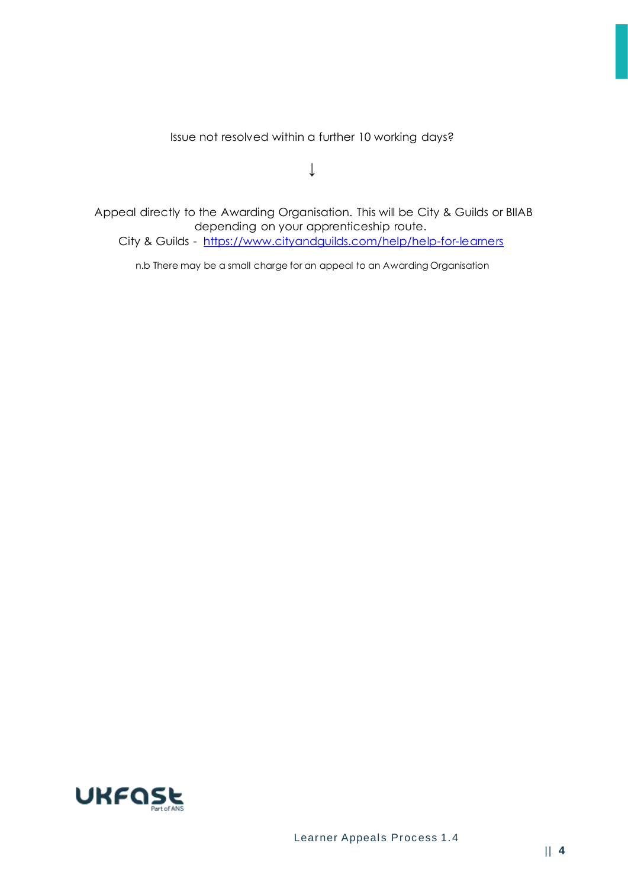Issue not resolved within a further 10 working days?

↓

Appeal directly to the Awarding Organisation. This will be City & Guilds or BIIAB depending on your apprenticeship route.
City & Guilds - [https://www.cityandguilds.com/help/help-for-learners](https://www.cityandguilds.com/help/help-for-learners)

n.b There may be a small charge for an appeal to an Awarding Organisation